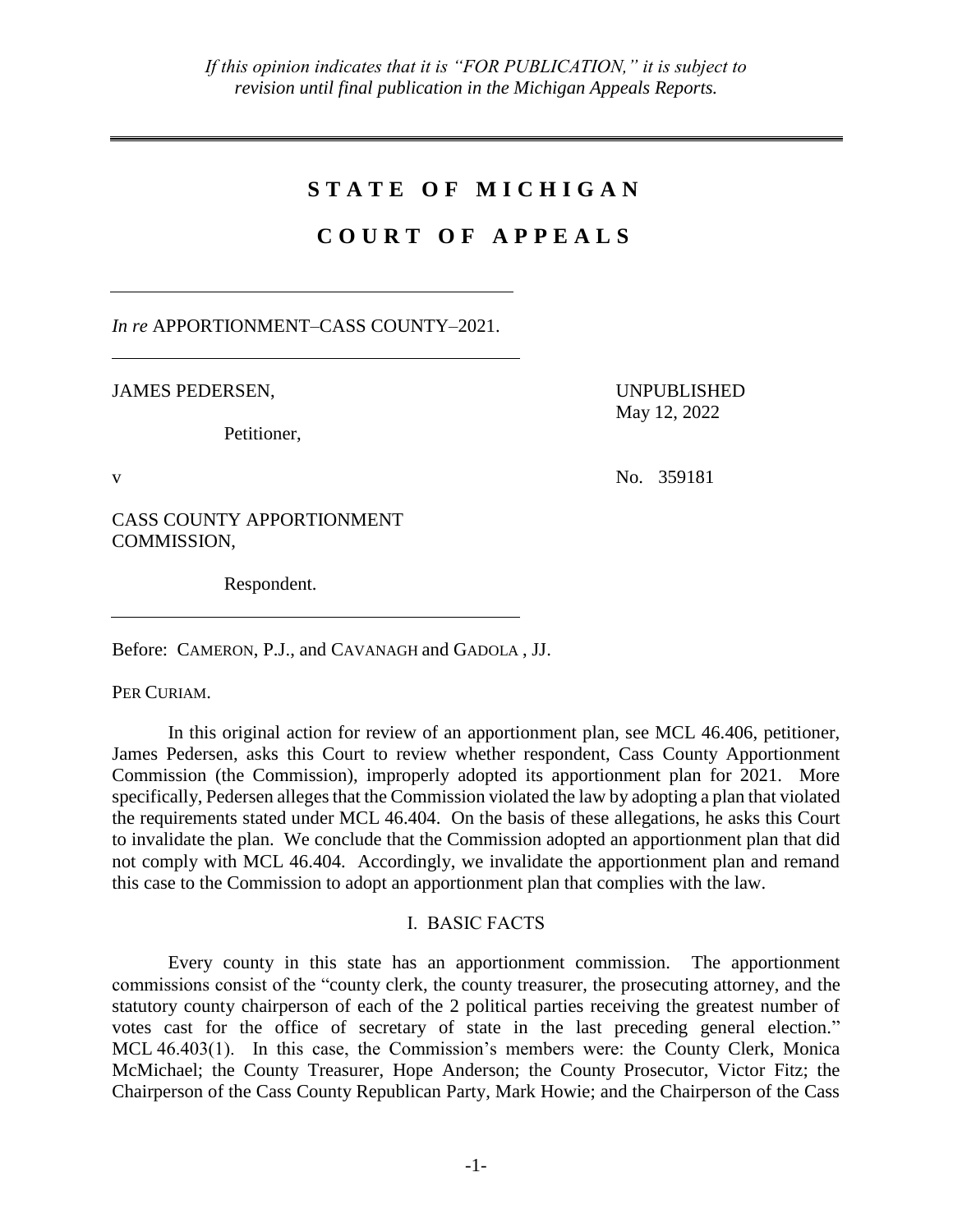*If this opinion indicates that it is "FOR PUBLICATION," it is subject to revision until final publication in the Michigan Appeals Reports.*

# STATE OF MICHIGAN

# COURT OF APPEALS

*In re* APPORTIONMENT–CASS COUNTY–2021.

JAMES PEDERSEN,

Petitioner,

v

CASS COUNTY APPORTIONMENT COMMISSION,

Respondent.

UNPUBLISHED
May 12, 2022

No. 359181

Before: CAMERON, P.J., and CAVANAGH and GADOLA , JJ.

PER CURIAM.

In this original action for review of an apportionment plan, see MCL 46.406, petitioner, James Pedersen, asks this Court to review whether respondent, Cass County Apportionment Commission (the Commission), improperly adopted its apportionment plan for 2021. More specifically, Pedersen alleges that the Commission violated the law by adopting a plan that violated the requirements stated under MCL 46.404. On the basis of these allegations, he asks this Court to invalidate the plan. We conclude that the Commission adopted an apportionment plan that did not comply with MCL 46.404. Accordingly, we invalidate the apportionment plan and remand this case to the Commission to adopt an apportionment plan that complies with the law.

## I. BASIC FACTS

Every county in this state has an apportionment commission. The apportionment commissions consist of the "county clerk, the county treasurer, the prosecuting attorney, and the statutory county chairperson of each of the 2 political parties receiving the greatest number of votes cast for the office of secretary of state in the last preceding general election." MCL 46.403(1). In this case, the Commission's members were: the County Clerk, Monica McMichael; the County Treasurer, Hope Anderson; the County Prosecutor, Victor Fitz; the Chairperson of the Cass County Republican Party, Mark Howie; and the Chairperson of the Cass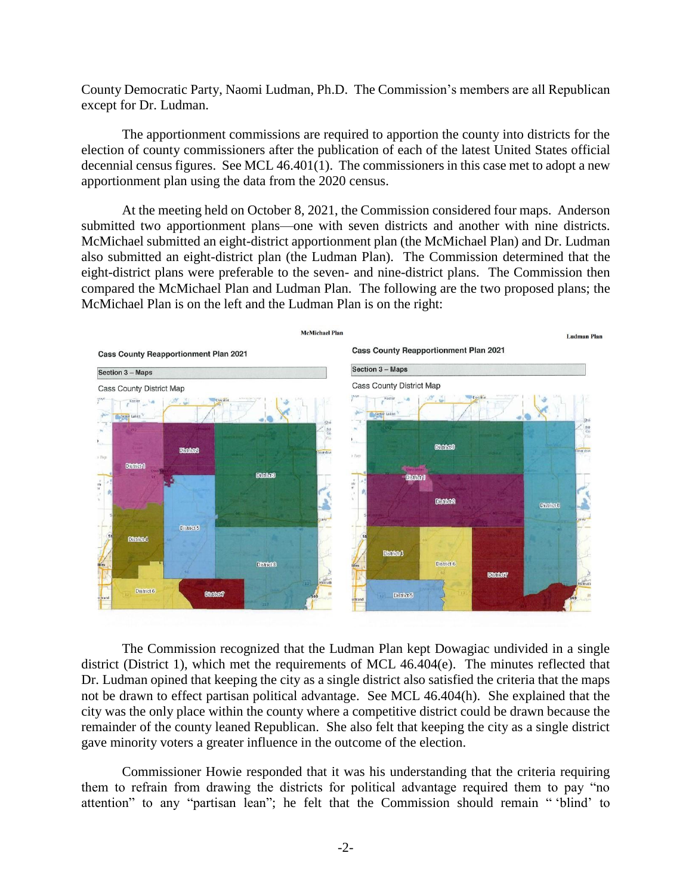County Democratic Party, Naomi Ludman, Ph.D. The Commission's members are all Republican except for Dr. Ludman.

The apportionment commissions are required to apportion the county into districts for the election of county commissioners after the publication of each of the latest United States official decennial census figures. See MCL 46.401(1). The commissioners in this case met to adopt a new apportionment plan using the data from the 2020 census.

At the meeting held on October 8, 2021, the Commission considered four maps. Anderson submitted two apportionment plans—one with seven districts and another with nine districts. McMichael submitted an eight-district apportionment plan (the McMichael Plan) and Dr. Ludman also submitted an eight-district plan (the Ludman Plan). The Commission determined that the eight-district plans were preferable to the seven- and nine-district plans. The Commission then compared the McMichael Plan and Ludman Plan. The following are the two proposed plans; the McMichael Plan is on the left and the Ludman Plan is on the right:

The Commission recognized that the Ludman Plan kept Dowagiac undivided in a single district (District 1), which met the requirements of MCL 46.404(e). The minutes reflected that Dr. Ludman opined that keeping the city as a single district also satisfied the criteria that the maps not be drawn to effect partisan political advantage. See MCL 46.404(h). She explained that the city was the only place within the county where a competitive district could be drawn because the remainder of the county leaned Republican. She also felt that keeping the city as a single district gave minority voters a greater influence in the outcome of the election.

Commissioner Howie responded that it was his understanding that the criteria requiring them to refrain from drawing the districts for political advantage required them to pay "no attention" to any "partisan lean"; he felt that the Commission should remain " 'blind' to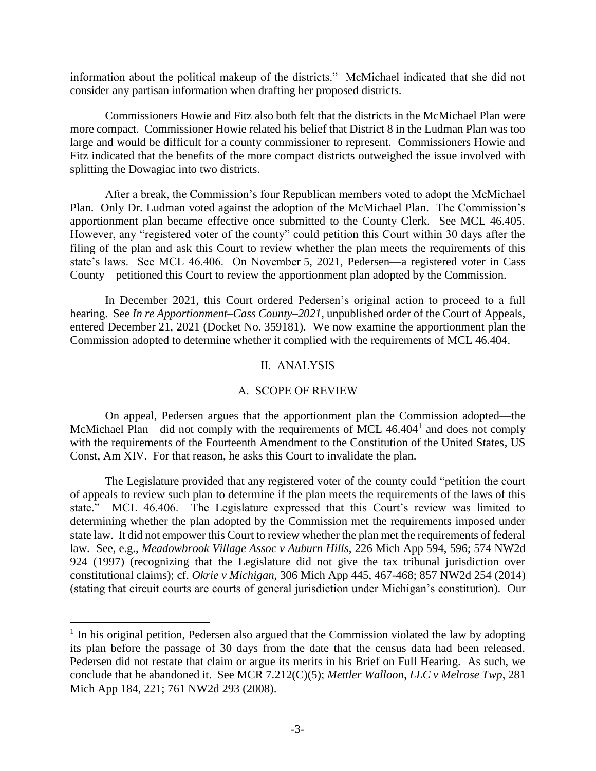information about the political makeup of the districts." McMichael indicated that she did not consider any partisan information when drafting her proposed districts.

Commissioners Howie and Fitz also both felt that the districts in the McMichael Plan were more compact. Commissioner Howie related his belief that District 8 in the Ludman Plan was too large and would be difficult for a county commissioner to represent. Commissioners Howie and Fitz indicated that the benefits of the more compact districts outweighed the issue involved with splitting the Dowagiac into two districts.

After a break, the Commission's four Republican members voted to adopt the McMichael Plan. Only Dr. Ludman voted against the adoption of the McMichael Plan. The Commission's apportionment plan became effective once submitted to the County Clerk. See MCL 46.405. However, any "registered voter of the county" could petition this Court within 30 days after the filing of the plan and ask this Court to review whether the plan meets the requirements of this state's laws. See MCL 46.406. On November 5, 2021, Pedersen—a registered voter in Cass County—petitioned this Court to review the apportionment plan adopted by the Commission.

In December 2021, this Court ordered Pedersen's original action to proceed to a full hearing. See *In re Apportionment–Cass County–2021*, unpublished order of the Court of Appeals, entered December 21, 2021 (Docket No. 359181). We now examine the apportionment plan the Commission adopted to determine whether it complied with the requirements of MCL 46.404.

## II. ANALYSIS

### A. SCOPE OF REVIEW

On appeal, Pedersen argues that the apportionment plan the Commission adopted—the McMichael Plan—did not comply with the requirements of MCL 46.404[1] and does not comply with the requirements of the Fourteenth Amendment to the Constitution of the United States, US Const, Am XIV. For that reason, he asks this Court to invalidate the plan.

The Legislature provided that any registered voter of the county could "petition the court of appeals to review such plan to determine if the plan meets the requirements of the laws of this state." MCL 46.406. The Legislature expressed that this Court's review was limited to determining whether the plan adopted by the Commission met the requirements imposed under state law. It did not empower this Court to review whether the plan met the requirements of federal law. See, e.g., *Meadowbrook Village Assoc v Auburn Hills*, 226 Mich App 594, 596; 574 NW2d 924 (1997) (recognizing that the Legislature did not give the tax tribunal jurisdiction over constitutional claims); cf. *Okrie v Michigan*, 306 Mich App 445, 467-468; 857 NW2d 254 (2014) (stating that circuit courts are courts of general jurisdiction under Michigan's constitution). Our

[1] In his original petition, Pedersen also argued that the Commission violated the law by adopting its plan before the passage of 30 days from the date that the census data had been released. Pedersen did not restate that claim or argue its merits in his Brief on Full Hearing. As such, we conclude that he abandoned it. See MCR 7.212(C)(5); *Mettler Walloon, LLC v Melrose Twp*, 281 Mich App 184, 221; 761 NW2d 293 (2008).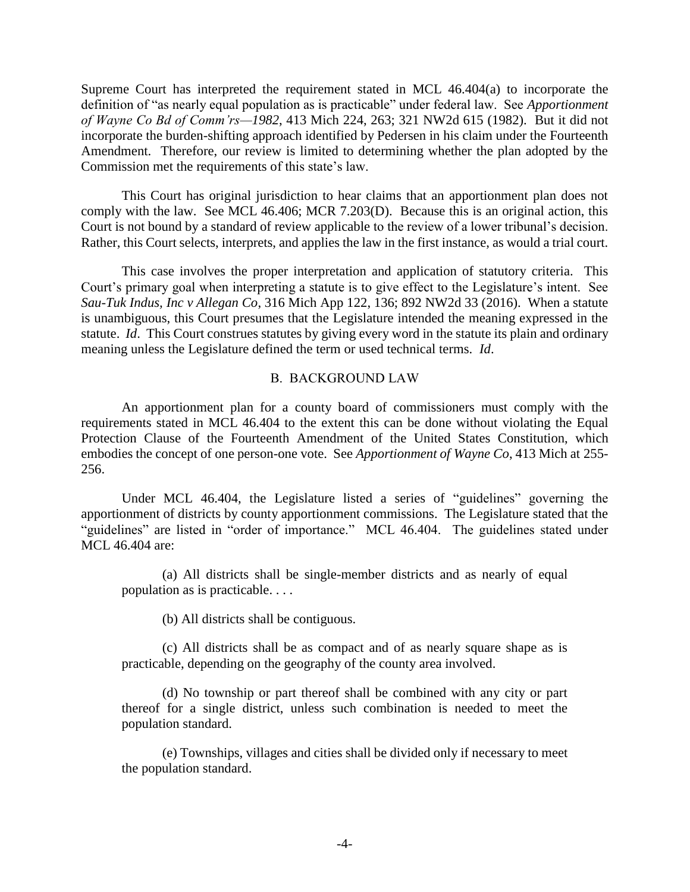Supreme Court has interpreted the requirement stated in MCL 46.404(a) to incorporate the definition of "as nearly equal population as is practicable" under federal law. See *Apportionment of Wayne Co Bd of Comm'rs—1982*, 413 Mich 224, 263; 321 NW2d 615 (1982). But it did not incorporate the burden-shifting approach identified by Pedersen in his claim under the Fourteenth Amendment. Therefore, our review is limited to determining whether the plan adopted by the Commission met the requirements of this state's law.

This Court has original jurisdiction to hear claims that an apportionment plan does not comply with the law. See MCL 46.406; MCR 7.203(D). Because this is an original action, this Court is not bound by a standard of review applicable to the review of a lower tribunal's decision. Rather, this Court selects, interprets, and applies the law in the first instance, as would a trial court.

This case involves the proper interpretation and application of statutory criteria. This Court's primary goal when interpreting a statute is to give effect to the Legislature's intent. See *Sau-Tuk Indus, Inc v Allegan Co*, 316 Mich App 122, 136; 892 NW2d 33 (2016). When a statute is unambiguous, this Court presumes that the Legislature intended the meaning expressed in the statute. *Id*. This Court construes statutes by giving every word in the statute its plain and ordinary meaning unless the Legislature defined the term or used technical terms. *Id*.

## B. BACKGROUND LAW

An apportionment plan for a county board of commissioners must comply with the requirements stated in MCL 46.404 to the extent this can be done without violating the Equal Protection Clause of the Fourteenth Amendment of the United States Constitution, which embodies the concept of one person-one vote. See *Apportionment of Wayne Co*, 413 Mich at 255-256.

Under MCL 46.404, the Legislature listed a series of "guidelines" governing the apportionment of districts by county apportionment commissions. The Legislature stated that the "guidelines" are listed in "order of importance." MCL 46.404. The guidelines stated under MCL 46.404 are:

> (a) All districts shall be single-member districts and as nearly of equal population as is practicable. . . .
>
> (b) All districts shall be contiguous.
>
> (c) All districts shall be as compact and of as nearly square shape as is practicable, depending on the geography of the county area involved.
>
> (d) No township or part thereof shall be combined with any city or part thereof for a single district, unless such combination is needed to meet the population standard.
>
> (e) Townships, villages and cities shall be divided only if necessary to meet the population standard.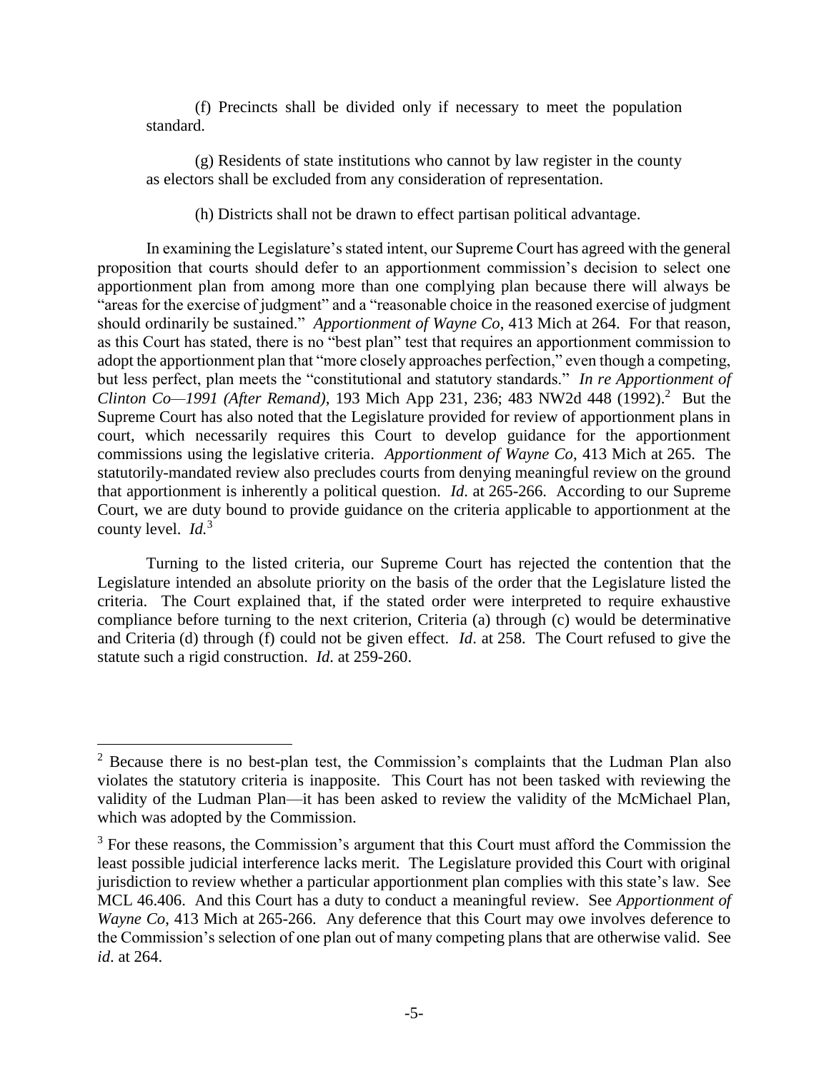(f) Precincts shall be divided only if necessary to meet the population standard.

(g) Residents of state institutions who cannot by law register in the county as electors shall be excluded from any consideration of representation.

(h) Districts shall not be drawn to effect partisan political advantage.

In examining the Legislature's stated intent, our Supreme Court has agreed with the general proposition that courts should defer to an apportionment commission's decision to select one apportionment plan from among more than one complying plan because there will always be "areas for the exercise of judgment" and a "reasonable choice in the reasoned exercise of judgment should ordinarily be sustained." *Apportionment of Wayne Co*, 413 Mich at 264. For that reason, as this Court has stated, there is no "best plan" test that requires an apportionment commission to adopt the apportionment plan that "more closely approaches perfection," even though a competing, but less perfect, plan meets the "constitutional and statutory standards." *In re Apportionment of Clinton Co—1991 (After Remand)*, 193 Mich App 231, 236; 483 NW2d 448 (1992).[2] But the Supreme Court has also noted that the Legislature provided for review of apportionment plans in court, which necessarily requires this Court to develop guidance for the apportionment commissions using the legislative criteria. *Apportionment of Wayne Co*, 413 Mich at 265. The statutorily-mandated review also precludes courts from denying meaningful review on the ground that apportionment is inherently a political question. *Id*. at 265-266. According to our Supreme Court, we are duty bound to provide guidance on the criteria applicable to apportionment at the county level. *Id.*[3]

Turning to the listed criteria, our Supreme Court has rejected the contention that the Legislature intended an absolute priority on the basis of the order that the Legislature listed the criteria. The Court explained that, if the stated order were interpreted to require exhaustive compliance before turning to the next criterion, Criteria (a) through (c) would be determinative and Criteria (d) through (f) could not be given effect. *Id*. at 258. The Court refused to give the statute such a rigid construction. *Id*. at 259-260.

---

[2] Because there is no best-plan test, the Commission's complaints that the Ludman Plan also violates the statutory criteria is inapposite. This Court has not been tasked with reviewing the validity of the Ludman Plan—it has been asked to review the validity of the McMichael Plan, which was adopted by the Commission.

[3] For these reasons, the Commission's argument that this Court must afford the Commission the least possible judicial interference lacks merit. The Legislature provided this Court with original jurisdiction to review whether a particular apportionment plan complies with this state's law. See MCL 46.406. And this Court has a duty to conduct a meaningful review. See *Apportionment of Wayne Co*, 413 Mich at 265-266. Any deference that this Court may owe involves deference to the Commission's selection of one plan out of many competing plans that are otherwise valid. See *id*. at 264.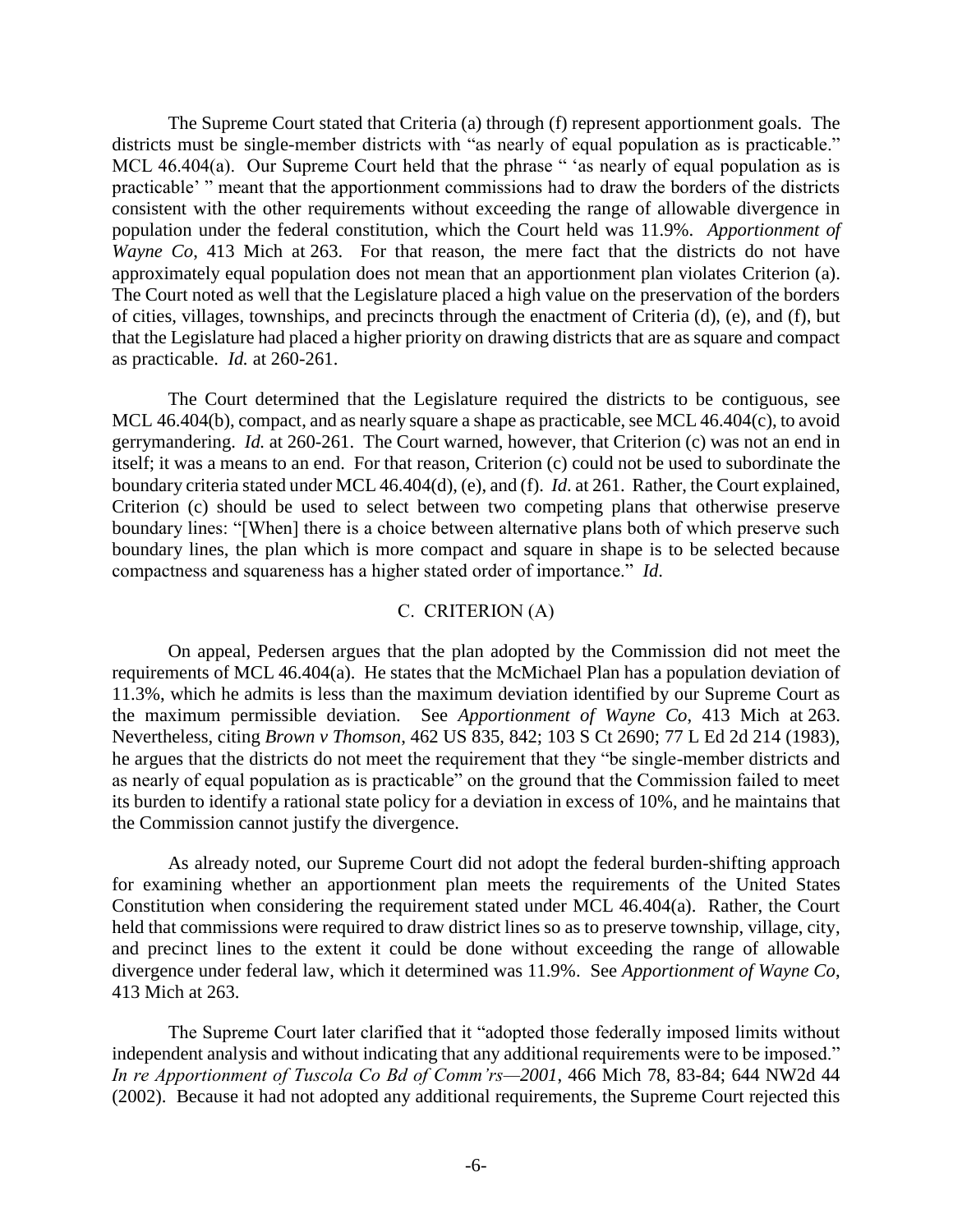The Supreme Court stated that Criteria (a) through (f) represent apportionment goals. The districts must be single-member districts with "as nearly of equal population as is practicable." MCL 46.404(a). Our Supreme Court held that the phrase " 'as nearly of equal population as is practicable' " meant that the apportionment commissions had to draw the borders of the districts consistent with the other requirements without exceeding the range of allowable divergence in population under the federal constitution, which the Court held was 11.9%. *Apportionment of Wayne Co*, 413 Mich at 263. For that reason, the mere fact that the districts do not have approximately equal population does not mean that an apportionment plan violates Criterion (a). The Court noted as well that the Legislature placed a high value on the preservation of the borders of cities, villages, townships, and precincts through the enactment of Criteria (d), (e), and (f), but that the Legislature had placed a higher priority on drawing districts that are as square and compact as practicable. *Id.* at 260-261.

The Court determined that the Legislature required the districts to be contiguous, see MCL 46.404(b), compact, and as nearly square a shape as practicable, see MCL 46.404(c), to avoid gerrymandering. *Id.* at 260-261. The Court warned, however, that Criterion (c) was not an end in itself; it was a means to an end. For that reason, Criterion (c) could not be used to subordinate the boundary criteria stated under MCL 46.404(d), (e), and (f). *Id*. at 261. Rather, the Court explained, Criterion (c) should be used to select between two competing plans that otherwise preserve boundary lines: "[When] there is a choice between alternative plans both of which preserve such boundary lines, the plan which is more compact and square in shape is to be selected because compactness and squareness has a higher stated order of importance." *Id.*

## C. CRITERION (A)

On appeal, Pedersen argues that the plan adopted by the Commission did not meet the requirements of MCL 46.404(a). He states that the McMichael Plan has a population deviation of 11.3%, which he admits is less than the maximum deviation identified by our Supreme Court as the maximum permissible deviation. See *Apportionment of Wayne Co*, 413 Mich at 263. Nevertheless, citing *Brown v Thomson*, 462 US 835, 842; 103 S Ct 2690; 77 L Ed 2d 214 (1983), he argues that the districts do not meet the requirement that they "be single-member districts and as nearly of equal population as is practicable" on the ground that the Commission failed to meet its burden to identify a rational state policy for a deviation in excess of 10%, and he maintains that the Commission cannot justify the divergence.

As already noted, our Supreme Court did not adopt the federal burden-shifting approach for examining whether an apportionment plan meets the requirements of the United States Constitution when considering the requirement stated under MCL 46.404(a). Rather, the Court held that commissions were required to draw district lines so as to preserve township, village, city, and precinct lines to the extent it could be done without exceeding the range of allowable divergence under federal law, which it determined was 11.9%. See *Apportionment of Wayne Co*, 413 Mich at 263.

The Supreme Court later clarified that it "adopted those federally imposed limits without independent analysis and without indicating that any additional requirements were to be imposed." *In re Apportionment of Tuscola Co Bd of Comm'rs—2001*, 466 Mich 78, 83-84; 644 NW2d 44 (2002). Because it had not adopted any additional requirements, the Supreme Court rejected this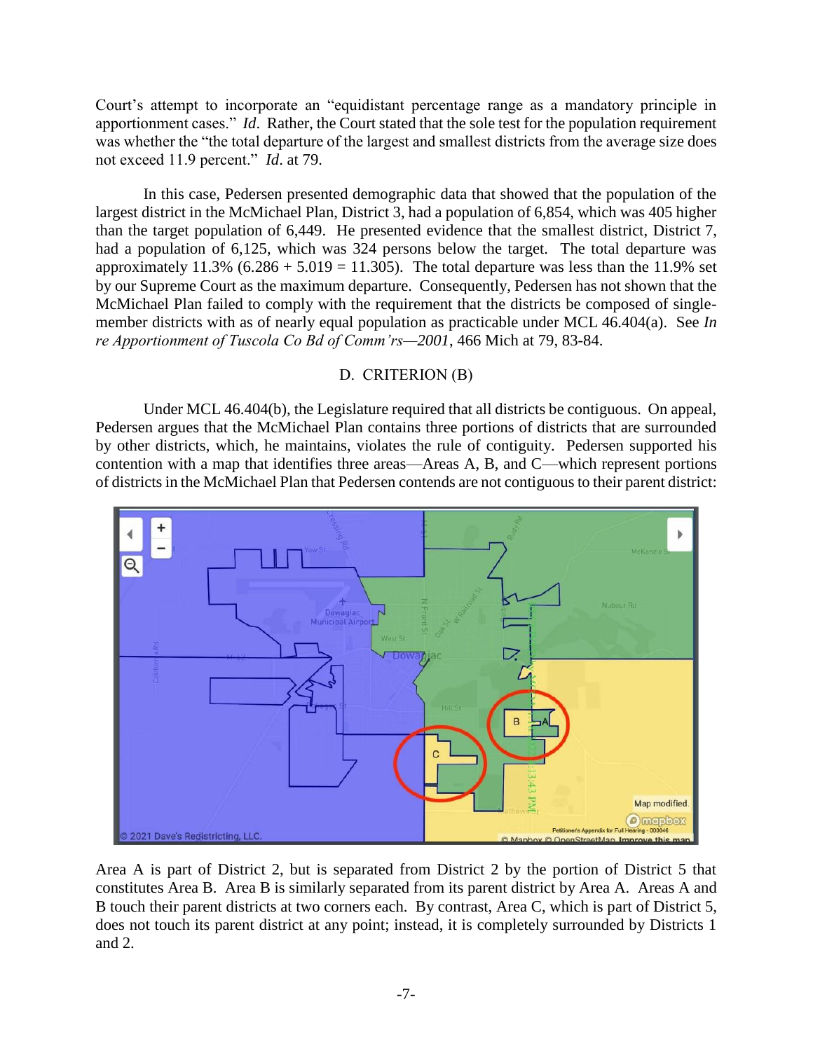Court's attempt to incorporate an "equidistant percentage range as a mandatory principle in apportionment cases." *Id*. Rather, the Court stated that the sole test for the population requirement was whether the "the total departure of the largest and smallest districts from the average size does not exceed 11.9 percent." *Id*. at 79.

In this case, Pedersen presented demographic data that showed that the population of the largest district in the McMichael Plan, District 3, had a population of 6,854, which was 405 higher than the target population of 6,449. He presented evidence that the smallest district, District 7, had a population of 6,125, which was 324 persons below the target. The total departure was approximately 11.3% (6.286 + 5.019 = 11.305). The total departure was less than the 11.9% set by our Supreme Court as the maximum departure. Consequently, Pedersen has not shown that the McMichael Plan failed to comply with the requirement that the districts be composed of single-member districts with as of nearly equal population as practicable under MCL 46.404(a). See *In re Apportionment of Tuscola Co Bd of Comm'rs—2001*, 466 Mich at 79, 83-84.

### D. CRITERION (B)

Under MCL 46.404(b), the Legislature required that all districts be contiguous. On appeal, Pedersen argues that the McMichael Plan contains three portions of districts that are surrounded by other districts, which, he maintains, violates the rule of contiguity. Pedersen supported his contention with a map that identifies three areas—Areas A, B, and C—which represent portions of districts in the McMichael Plan that Pedersen contends are not contiguous to their parent district:

Area A is part of District 2, but is separated from District 2 by the portion of District 5 that constitutes Area B. Area B is similarly separated from its parent district by Area A. Areas A and B touch their parent districts at two corners each. By contrast, Area C, which is part of District 5, does not touch its parent district at any point; instead, it is completely surrounded by Districts 1 and 2.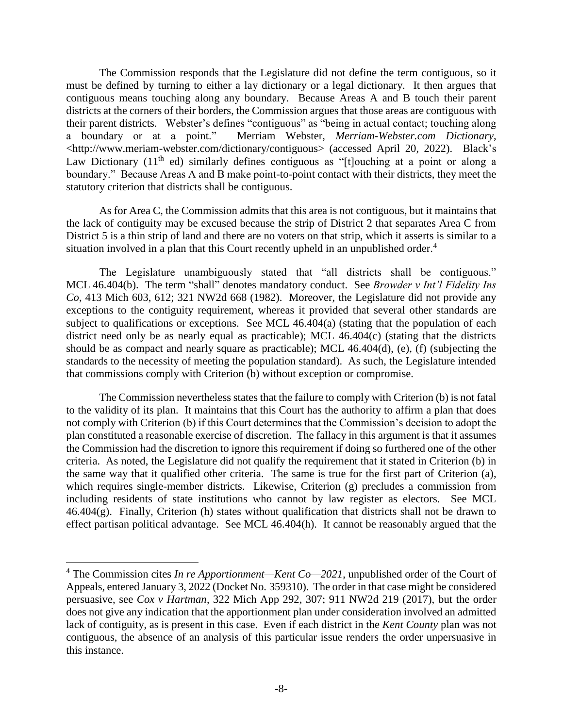The Commission responds that the Legislature did not define the term contiguous, so it must be defined by turning to either a lay dictionary or a legal dictionary. It then argues that contiguous means touching along any boundary. Because Areas A and B touch their parent districts at the corners of their borders, the Commission argues that those areas are contiguous with their parent districts. Webster's defines "contiguous" as "being in actual contact; touching along a boundary or at a point." Merriam Webster, *Merriam-Webster.com Dictionary*, <http://www.meriam-webster.com/dictionary/contiguous> (accessed April 20, 2022). Black's Law Dictionary (11th ed) similarly defines contiguous as "[t]ouching at a point or along a boundary." Because Areas A and B make point-to-point contact with their districts, they meet the statutory criterion that districts shall be contiguous.

As for Area C, the Commission admits that this area is not contiguous, but it maintains that the lack of contiguity may be excused because the strip of District 2 that separates Area C from District 5 is a thin strip of land and there are no voters on that strip, which it asserts is similar to a situation involved in a plan that this Court recently upheld in an unpublished order.[4]

The Legislature unambiguously stated that "all districts shall be contiguous." MCL 46.404(b). The term "shall" denotes mandatory conduct. See *Browder v Int'l Fidelity Ins Co*, 413 Mich 603, 612; 321 NW2d 668 (1982). Moreover, the Legislature did not provide any exceptions to the contiguity requirement, whereas it provided that several other standards are subject to qualifications or exceptions. See MCL 46.404(a) (stating that the population of each district need only be as nearly equal as practicable); MCL 46.404(c) (stating that the districts should be as compact and nearly square as practicable); MCL 46.404(d), (e), (f) (subjecting the standards to the necessity of meeting the population standard). As such, the Legislature intended that commissions comply with Criterion (b) without exception or compromise.

The Commission nevertheless states that the failure to comply with Criterion (b) is not fatal to the validity of its plan. It maintains that this Court has the authority to affirm a plan that does not comply with Criterion (b) if this Court determines that the Commission's decision to adopt the plan constituted a reasonable exercise of discretion. The fallacy in this argument is that it assumes the Commission had the discretion to ignore this requirement if doing so furthered one of the other criteria. As noted, the Legislature did not qualify the requirement that it stated in Criterion (b) in the same way that it qualified other criteria. The same is true for the first part of Criterion (a), which requires single-member districts. Likewise, Criterion (g) precludes a commission from including residents of state institutions who cannot by law register as electors. See MCL 46.404(g). Finally, Criterion (h) states without qualification that districts shall not be drawn to effect partisan political advantage. See MCL 46.404(h). It cannot be reasonably argued that the

---

[4] The Commission cites *In re Apportionment—Kent Co—2021*, unpublished order of the Court of Appeals, entered January 3, 2022 (Docket No. 359310). The order in that case might be considered persuasive, see *Cox v Hartman*, 322 Mich App 292, 307; 911 NW2d 219 (2017), but the order does not give any indication that the apportionment plan under consideration involved an admitted lack of contiguity, as is present in this case. Even if each district in the *Kent County* plan was not contiguous, the absence of an analysis of this particular issue renders the order unpersuasive in this instance.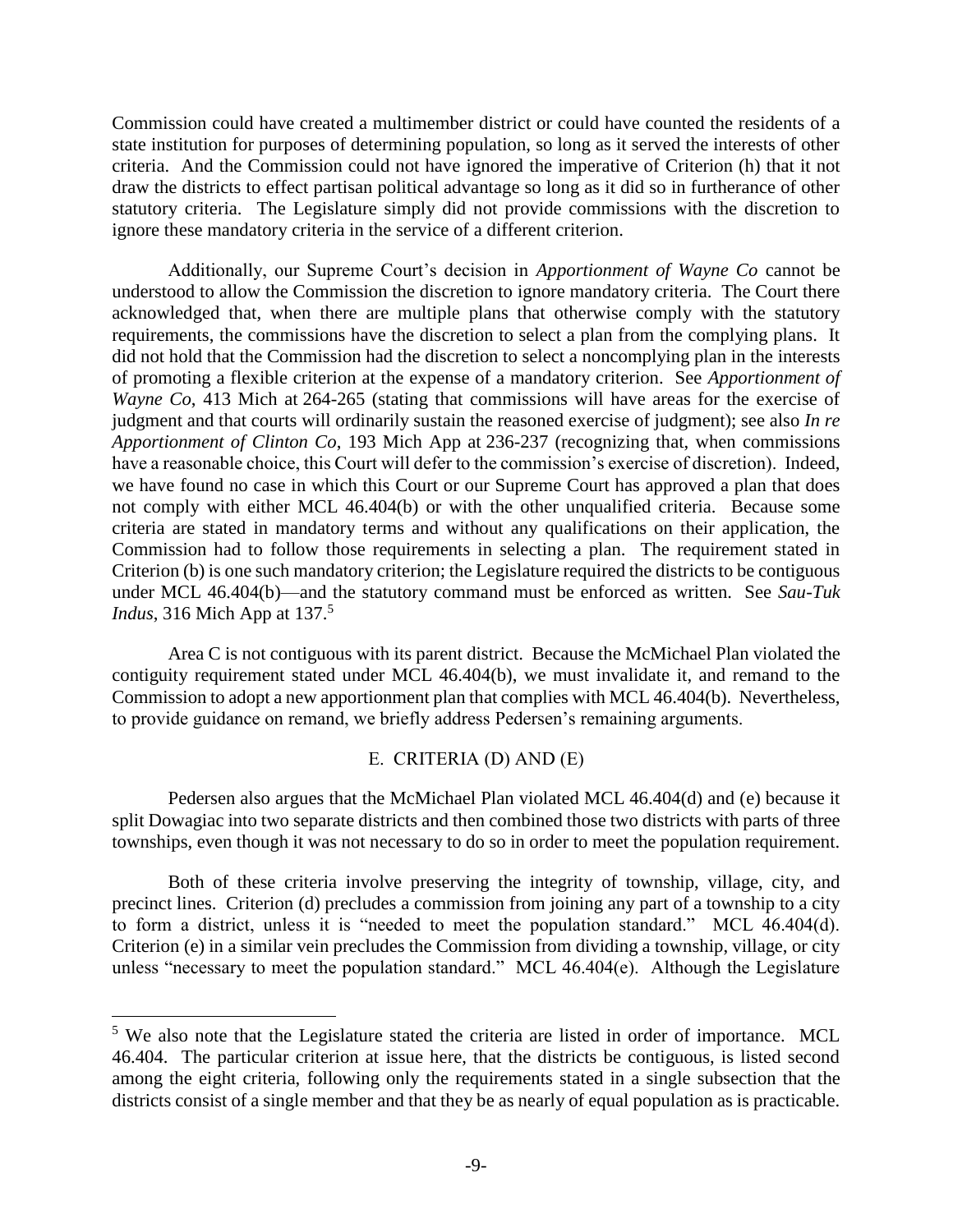Commission could have created a multimember district or could have counted the residents of a state institution for purposes of determining population, so long as it served the interests of other criteria. And the Commission could not have ignored the imperative of Criterion (h) that it not draw the districts to effect partisan political advantage so long as it did so in furtherance of other statutory criteria. The Legislature simply did not provide commissions with the discretion to ignore these mandatory criteria in the service of a different criterion.

Additionally, our Supreme Court's decision in *Apportionment of Wayne Co* cannot be understood to allow the Commission the discretion to ignore mandatory criteria. The Court there acknowledged that, when there are multiple plans that otherwise comply with the statutory requirements, the commissions have the discretion to select a plan from the complying plans. It did not hold that the Commission had the discretion to select a noncomplying plan in the interests of promoting a flexible criterion at the expense of a mandatory criterion. See *Apportionment of Wayne Co*, 413 Mich at 264-265 (stating that commissions will have areas for the exercise of judgment and that courts will ordinarily sustain the reasoned exercise of judgment); see also *In re Apportionment of Clinton Co*, 193 Mich App at 236-237 (recognizing that, when commissions have a reasonable choice, this Court will defer to the commission's exercise of discretion). Indeed, we have found no case in which this Court or our Supreme Court has approved a plan that does not comply with either MCL 46.404(b) or with the other unqualified criteria. Because some criteria are stated in mandatory terms and without any qualifications on their application, the Commission had to follow those requirements in selecting a plan. The requirement stated in Criterion (b) is one such mandatory criterion; the Legislature required the districts to be contiguous under MCL 46.404(b)—and the statutory command must be enforced as written. See *Sau-Tuk Indus*, 316 Mich App at 137.[5]

Area C is not contiguous with its parent district. Because the McMichael Plan violated the contiguity requirement stated under MCL 46.404(b), we must invalidate it, and remand to the Commission to adopt a new apportionment plan that complies with MCL 46.404(b). Nevertheless, to provide guidance on remand, we briefly address Pedersen's remaining arguments.

### E. CRITERIA (D) AND (E)

Pedersen also argues that the McMichael Plan violated MCL 46.404(d) and (e) because it split Dowagiac into two separate districts and then combined those two districts with parts of three townships, even though it was not necessary to do so in order to meet the population requirement.

Both of these criteria involve preserving the integrity of township, village, city, and precinct lines. Criterion (d) precludes a commission from joining any part of a township to a city to form a district, unless it is "needed to meet the population standard." MCL 46.404(d). Criterion (e) in a similar vein precludes the Commission from dividing a township, village, or city unless "necessary to meet the population standard." MCL 46.404(e). Although the Legislature

---

[5] We also note that the Legislature stated the criteria are listed in order of importance. MCL 46.404. The particular criterion at issue here, that the districts be contiguous, is listed second among the eight criteria, following only the requirements stated in a single subsection that the districts consist of a single member and that they be as nearly of equal population as is practicable.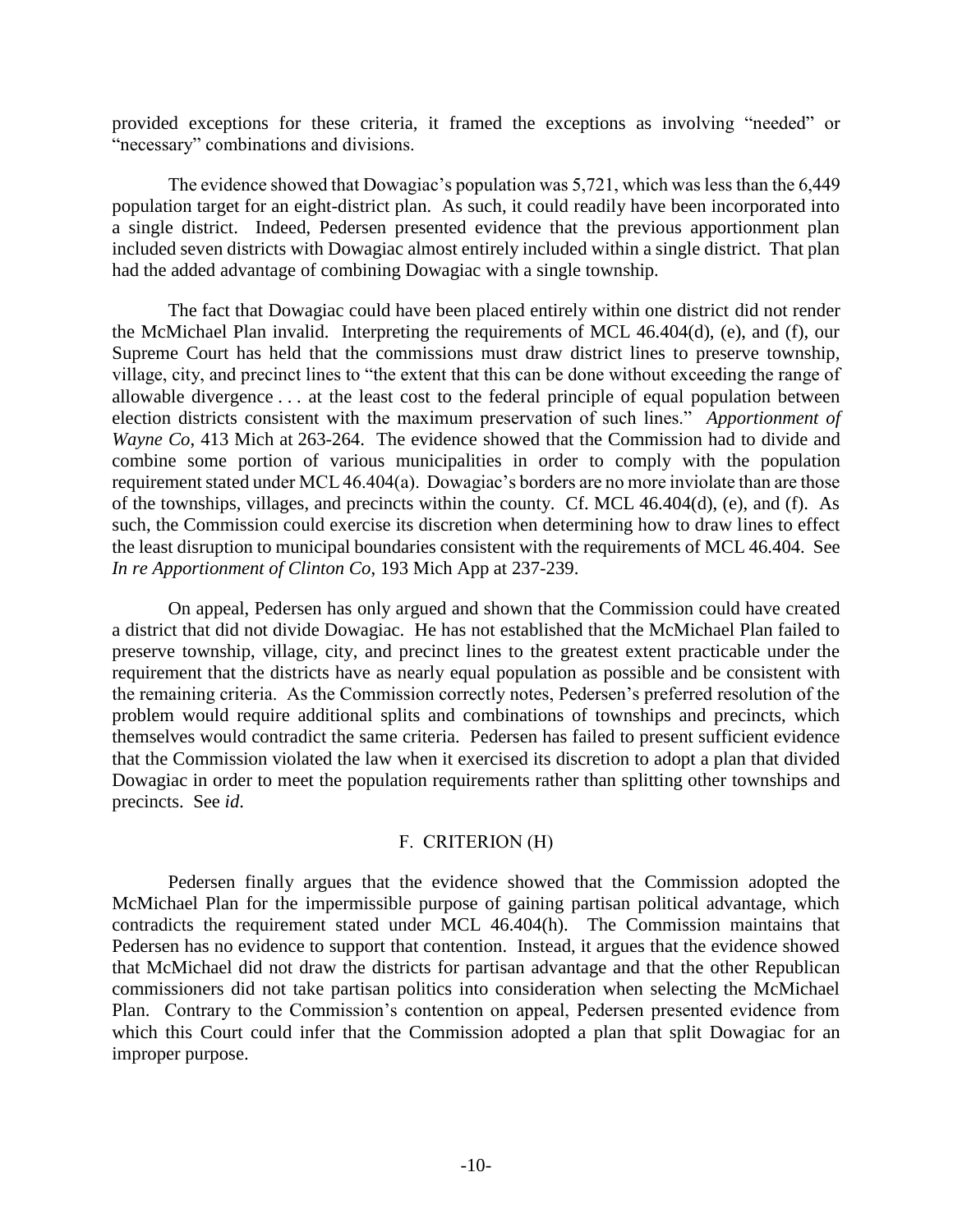provided exceptions for these criteria, it framed the exceptions as involving "needed" or "necessary" combinations and divisions.

The evidence showed that Dowagiac's population was 5,721, which was less than the 6,449 population target for an eight-district plan. As such, it could readily have been incorporated into a single district. Indeed, Pedersen presented evidence that the previous apportionment plan included seven districts with Dowagiac almost entirely included within a single district. That plan had the added advantage of combining Dowagiac with a single township.

The fact that Dowagiac could have been placed entirely within one district did not render the McMichael Plan invalid. Interpreting the requirements of MCL 46.404(d), (e), and (f), our Supreme Court has held that the commissions must draw district lines to preserve township, village, city, and precinct lines to "the extent that this can be done without exceeding the range of allowable divergence . . . at the least cost to the federal principle of equal population between election districts consistent with the maximum preservation of such lines." *Apportionment of Wayne Co*, 413 Mich at 263-264. The evidence showed that the Commission had to divide and combine some portion of various municipalities in order to comply with the population requirement stated under MCL 46.404(a). Dowagiac's borders are no more inviolate than are those of the townships, villages, and precincts within the county. Cf. MCL 46.404(d), (e), and (f). As such, the Commission could exercise its discretion when determining how to draw lines to effect the least disruption to municipal boundaries consistent with the requirements of MCL 46.404. See *In re Apportionment of Clinton Co*, 193 Mich App at 237-239.

On appeal, Pedersen has only argued and shown that the Commission could have created a district that did not divide Dowagiac. He has not established that the McMichael Plan failed to preserve township, village, city, and precinct lines to the greatest extent practicable under the requirement that the districts have as nearly equal population as possible and be consistent with the remaining criteria. As the Commission correctly notes, Pedersen's preferred resolution of the problem would require additional splits and combinations of townships and precincts, which themselves would contradict the same criteria. Pedersen has failed to present sufficient evidence that the Commission violated the law when it exercised its discretion to adopt a plan that divided Dowagiac in order to meet the population requirements rather than splitting other townships and precincts. See *id*.

### F. CRITERION (H)

Pedersen finally argues that the evidence showed that the Commission adopted the McMichael Plan for the impermissible purpose of gaining partisan political advantage, which contradicts the requirement stated under MCL 46.404(h). The Commission maintains that Pedersen has no evidence to support that contention. Instead, it argues that the evidence showed that McMichael did not draw the districts for partisan advantage and that the other Republican commissioners did not take partisan politics into consideration when selecting the McMichael Plan. Contrary to the Commission's contention on appeal, Pedersen presented evidence from which this Court could infer that the Commission adopted a plan that split Dowagiac for an improper purpose.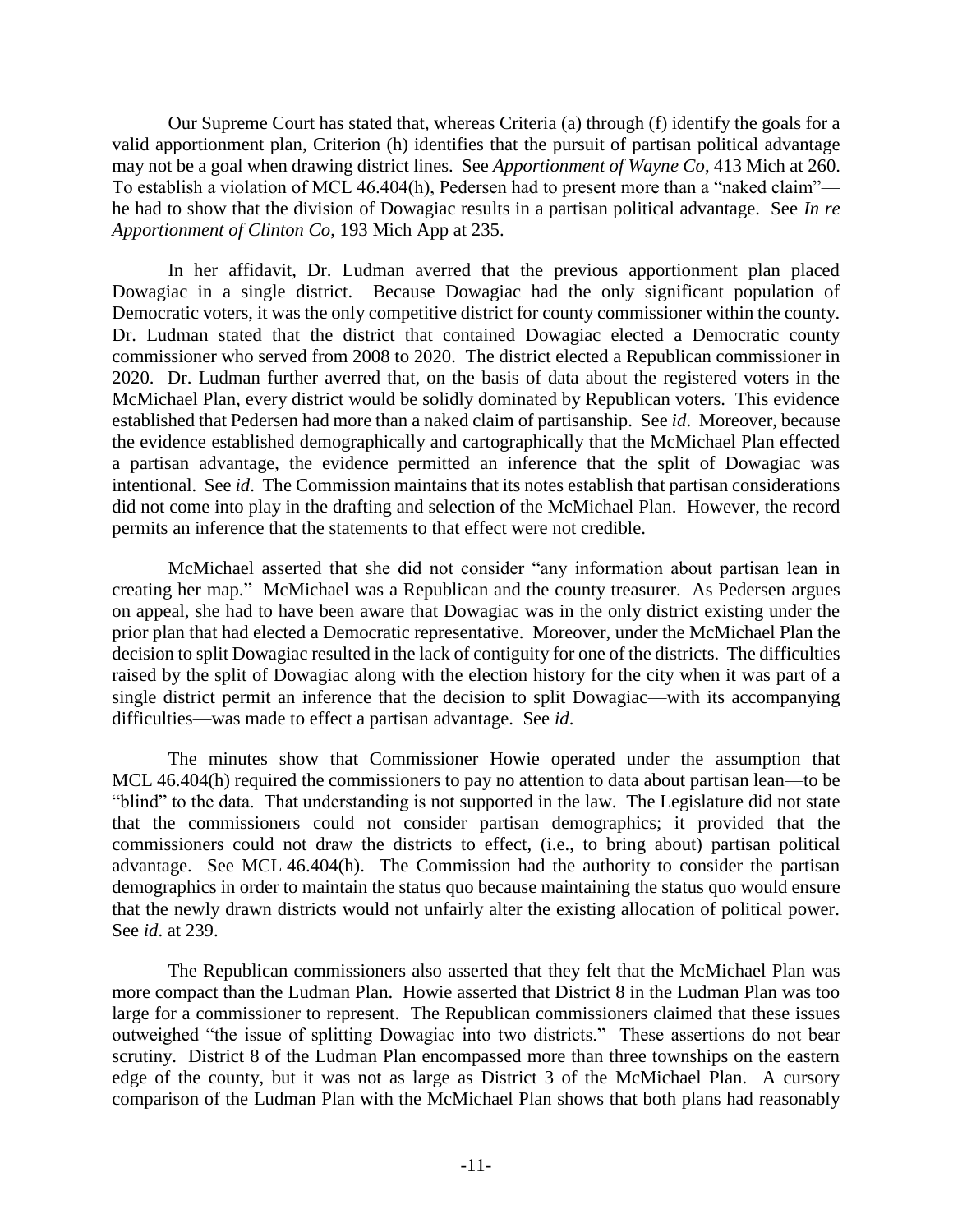Our Supreme Court has stated that, whereas Criteria (a) through (f) identify the goals for a valid apportionment plan, Criterion (h) identifies that the pursuit of partisan political advantage may not be a goal when drawing district lines. See *Apportionment of Wayne Co*, 413 Mich at 260. To establish a violation of MCL 46.404(h), Pedersen had to present more than a "naked claim"—he had to show that the division of Dowagiac results in a partisan political advantage. See *In re Apportionment of Clinton Co*, 193 Mich App at 235.

In her affidavit, Dr. Ludman averred that the previous apportionment plan placed Dowagiac in a single district. Because Dowagiac had the only significant population of Democratic voters, it was the only competitive district for county commissioner within the county. Dr. Ludman stated that the district that contained Dowagiac elected a Democratic county commissioner who served from 2008 to 2020. The district elected a Republican commissioner in 2020. Dr. Ludman further averred that, on the basis of data about the registered voters in the McMichael Plan, every district would be solidly dominated by Republican voters. This evidence established that Pedersen had more than a naked claim of partisanship. See *id*. Moreover, because the evidence established demographically and cartographically that the McMichael Plan effected a partisan advantage, the evidence permitted an inference that the split of Dowagiac was intentional. See *id*. The Commission maintains that its notes establish that partisan considerations did not come into play in the drafting and selection of the McMichael Plan. However, the record permits an inference that the statements to that effect were not credible.

McMichael asserted that she did not consider "any information about partisan lean in creating her map." McMichael was a Republican and the county treasurer. As Pedersen argues on appeal, she had to have been aware that Dowagiac was in the only district existing under the prior plan that had elected a Democratic representative. Moreover, under the McMichael Plan the decision to split Dowagiac resulted in the lack of contiguity for one of the districts. The difficulties raised by the split of Dowagiac along with the election history for the city when it was part of a single district permit an inference that the decision to split Dowagiac—with its accompanying difficulties—was made to effect a partisan advantage. See *id*.

The minutes show that Commissioner Howie operated under the assumption that MCL 46.404(h) required the commissioners to pay no attention to data about partisan lean—to be "blind" to the data. That understanding is not supported in the law. The Legislature did not state that the commissioners could not consider partisan demographics; it provided that the commissioners could not draw the districts to effect, (i.e., to bring about) partisan political advantage. See MCL 46.404(h). The Commission had the authority to consider the partisan demographics in order to maintain the status quo because maintaining the status quo would ensure that the newly drawn districts would not unfairly alter the existing allocation of political power. See *id*. at 239.

The Republican commissioners also asserted that they felt that the McMichael Plan was more compact than the Ludman Plan. Howie asserted that District 8 in the Ludman Plan was too large for a commissioner to represent. The Republican commissioners claimed that these issues outweighed "the issue of splitting Dowagiac into two districts." These assertions do not bear scrutiny. District 8 of the Ludman Plan encompassed more than three townships on the eastern edge of the county, but it was not as large as District 3 of the McMichael Plan. A cursory comparison of the Ludman Plan with the McMichael Plan shows that both plans had reasonably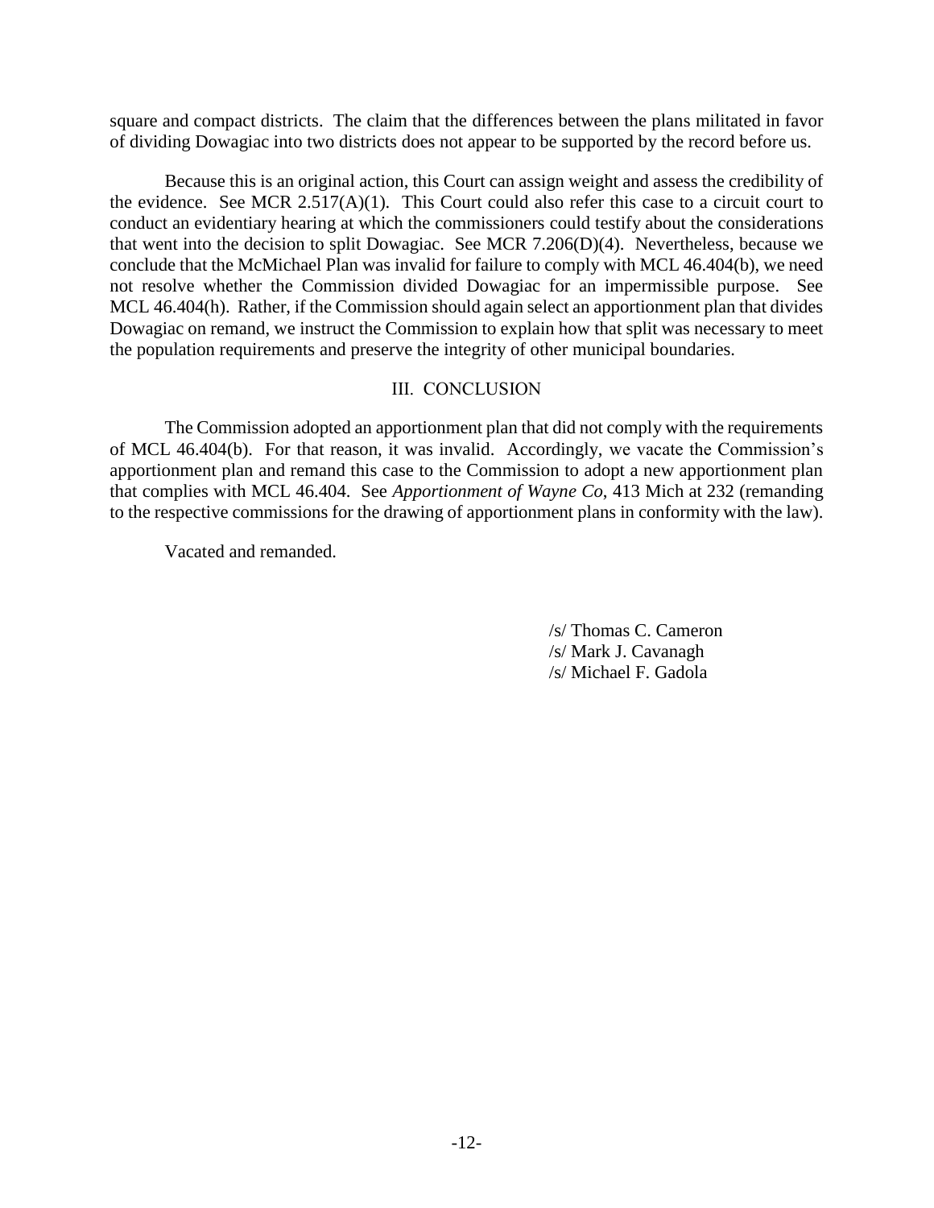square and compact districts. The claim that the differences between the plans militated in favor of dividing Dowagiac into two districts does not appear to be supported by the record before us.

Because this is an original action, this Court can assign weight and assess the credibility of the evidence. See MCR 2.517(A)(1). This Court could also refer this case to a circuit court to conduct an evidentiary hearing at which the commissioners could testify about the considerations that went into the decision to split Dowagiac. See MCR 7.206(D)(4). Nevertheless, because we conclude that the McMichael Plan was invalid for failure to comply with MCL 46.404(b), we need not resolve whether the Commission divided Dowagiac for an impermissible purpose. See MCL 46.404(h). Rather, if the Commission should again select an apportionment plan that divides Dowagiac on remand, we instruct the Commission to explain how that split was necessary to meet the population requirements and preserve the integrity of other municipal boundaries.

## III. CONCLUSION

The Commission adopted an apportionment plan that did not comply with the requirements of MCL 46.404(b). For that reason, it was invalid. Accordingly, we vacate the Commission's apportionment plan and remand this case to the Commission to adopt a new apportionment plan that complies with MCL 46.404. See *Apportionment of Wayne Co*, 413 Mich at 232 (remanding to the respective commissions for the drawing of apportionment plans in conformity with the law).

Vacated and remanded.

/s/ Thomas C. Cameron
/s/ Mark J. Cavanagh
/s/ Michael F. Gadola